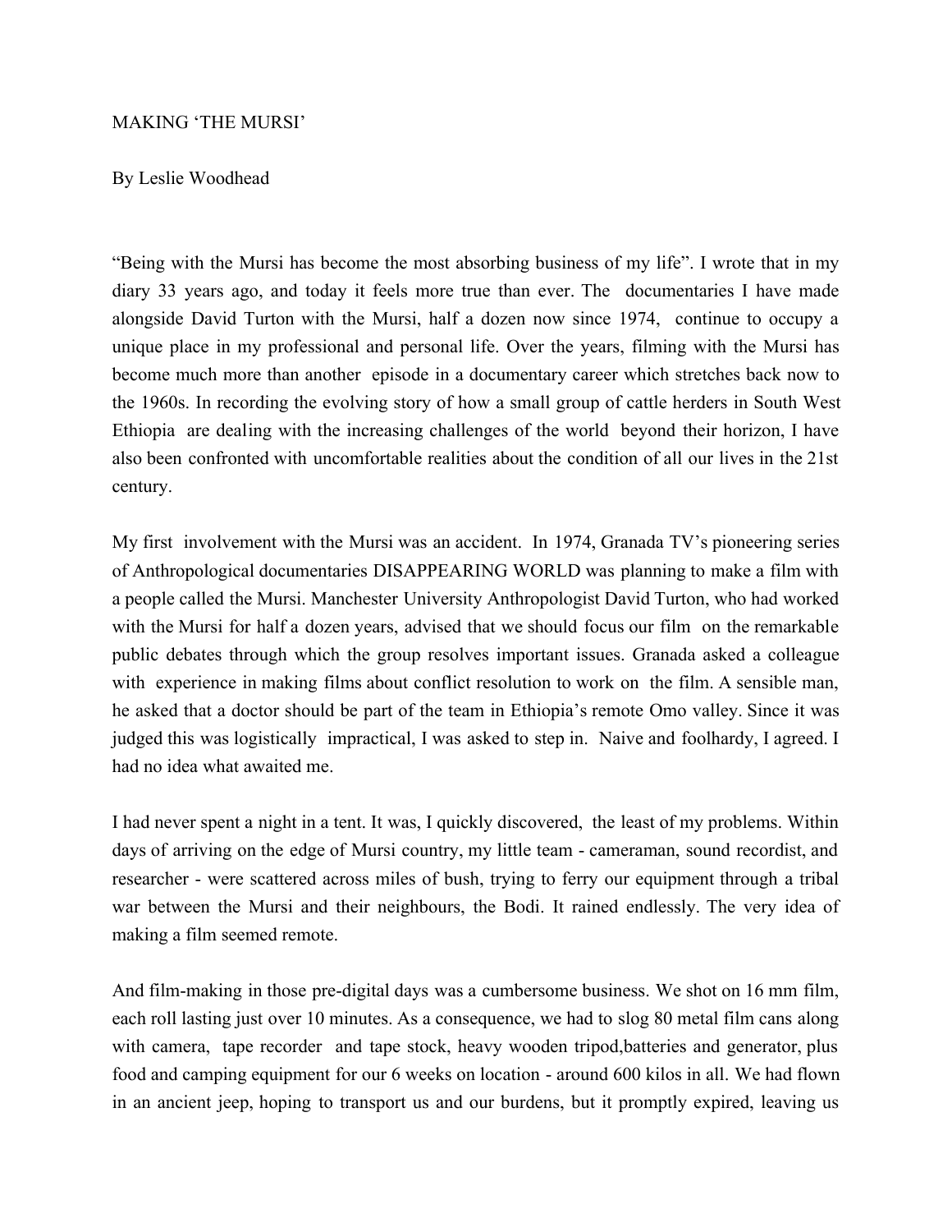# MAKING 'THE MURSI'

By Leslie Woodhead

"Being with the Mursi has become the most absorbing business of my life". I wrote that in my diary 33 years ago, and today it feels more true than ever. The documentaries I have made alongside David Turton with the Mursi, half a dozen now since 1974, continue to occupy a unique place in my professional and personal life. Over the years, filming with the Mursi has become much more than another episode in a documentary career which stretches back now to the 1960s. In recording the evolving story of how a small group of cattle herders in South West Ethiopia are dealing with the increasing challenges of the world beyond their horizon, I have also been confronted with uncomfortable realities about the condition of all our lives in the 21st century.

My first involvement with the Mursi was an accident. In 1974, Granada TV's pioneering series of Anthropological documentaries DISAPPEARING WORLD was planning to make a film with a people called the Mursi. Manchester University Anthropologist David Turton, who had worked with the Mursi for half a dozen years, advised that we should focus our film on the remarkable public debates through which the group resolves important issues. Granada asked a colleague with experience in making films about conflict resolution to work on the film. A sensible man, he asked that a doctor should be part of the team in Ethiopia's remote Omo valley. Since it was judged this was logistically impractical, I was asked to step in. Naive and foolhardy, I agreed. I had no idea what awaited me.

I had never spent a night in a tent. It was, I quickly discovered, the least of my problems. Within days of arriving on the edge of Mursi country, my little team - cameraman, sound recordist, and researcher - were scattered across miles of bush, trying to ferry our equipment through a tribal war between the Mursi and their neighbours, the Bodi. It rained endlessly. The very idea of making a film seemed remote.

And film-making in those pre-digital days was a cumbersome business. We shot on 16 mm film, each roll lasting just over 10 minutes. As a consequence, we had to slog 80 metal film cans along with camera, tape recorder and tape stock, heavy wooden tripod,batteries and generator, plus food and camping equipment for our 6 weeks on location - around 600 kilos in all. We had flown in an ancient jeep, hoping to transport us and our burdens, but it promptly expired, leaving us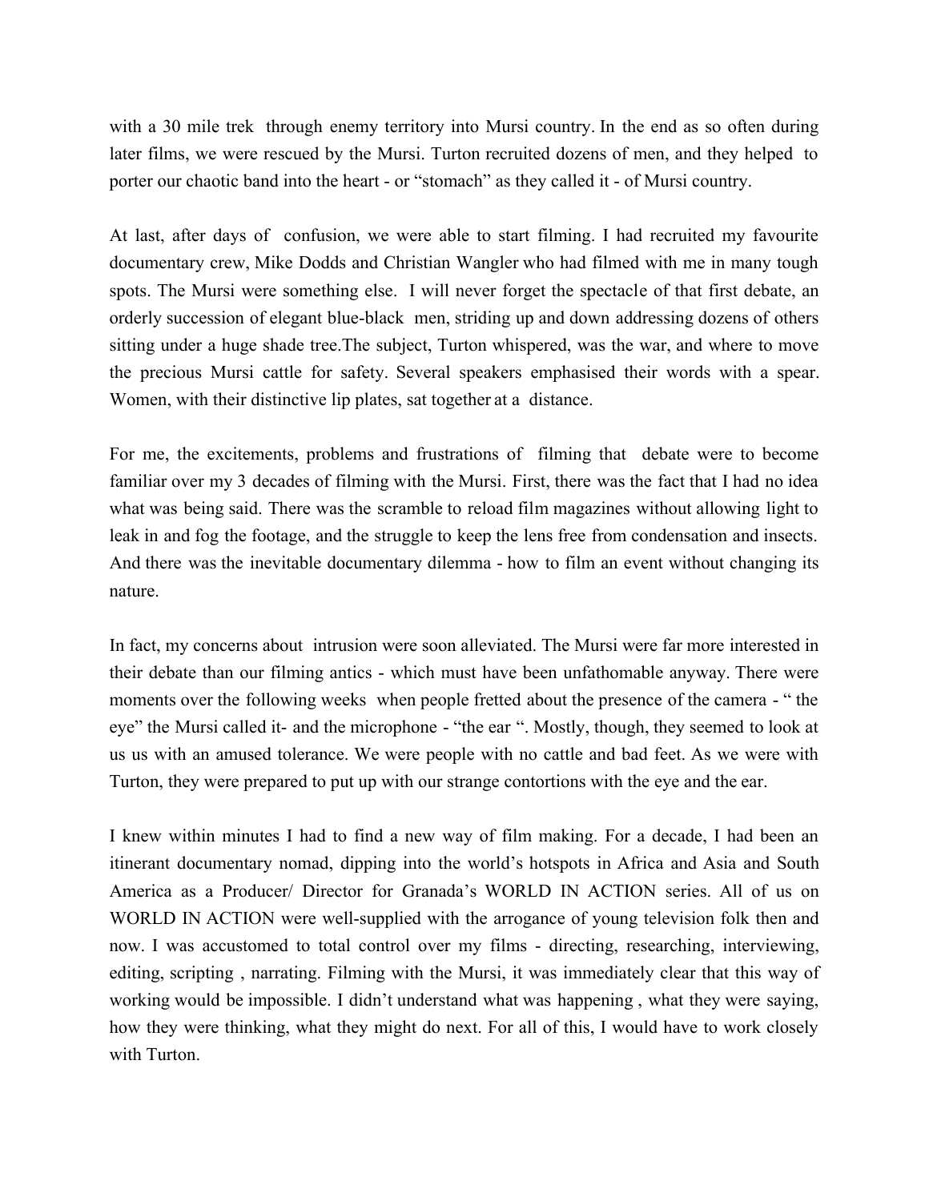with a 30 mile trek through enemy territory into Mursi country. In the end as so often during later films, we were rescued by the Mursi. Turton recruited dozens of men, and they helped to porter our chaotic band into the heart - or "stomach" as they called it - of Mursi country.

At last, after days of confusion, we were able to start filming. I had recruited my favourite documentary crew, Mike Dodds and Christian Wangler who had filmed with me in many tough spots. The Mursi were something else. I will never forget the spectacle of that first debate, an orderly succession of elegant blue-black men, striding up and down addressing dozens of others sitting under a huge shade tree.The subject, Turton whispered, was the war, and where to move the precious Mursi cattle for safety. Several speakers emphasised their words with a spear. Women, with their distinctive lip plates, sat together at a distance.

For me, the excitements, problems and frustrations of filming that debate were to become familiar over my 3 decades of filming with the Mursi. First, there was the fact that I had no idea what was being said. There was the scramble to reload film magazines without allowing light to leak in and fog the footage, and the struggle to keep the lens free from condensation and insects. And there was the inevitable documentary dilemma - how to film an event without changing its nature.

In fact, my concerns about intrusion were soon alleviated. The Mursi were far more interested in their debate than our filming antics - which must have been unfathomable anyway. There were moments over the following weeks when people fretted about the presence of the camera - " the eye" the Mursi called it- and the microphone - "the ear ". Mostly, though, they seemed to look at us us with an amused tolerance. We were people with no cattle and bad feet. As we were with Turton, they were prepared to put up with our strange contortions with the eye and the ear.

I knew within minutes I had to find a new way of film making. For a decade, I had been an itinerant documentary nomad, dipping into the world's hotspots in Africa and Asia and South America as a Producer/ Director for Granada's WORLD IN ACTION series. All of us on WORLD IN ACTION were well-supplied with the arrogance of young television folk then and now. I was accustomed to total control over my films - directing, researching, interviewing, editing, scripting , narrating. Filming with the Mursi, it was immediately clear that this way of working would be impossible. I didn't understand what was happening , what they were saying, how they were thinking, what they might do next. For all of this, I would have to work closely with Turton.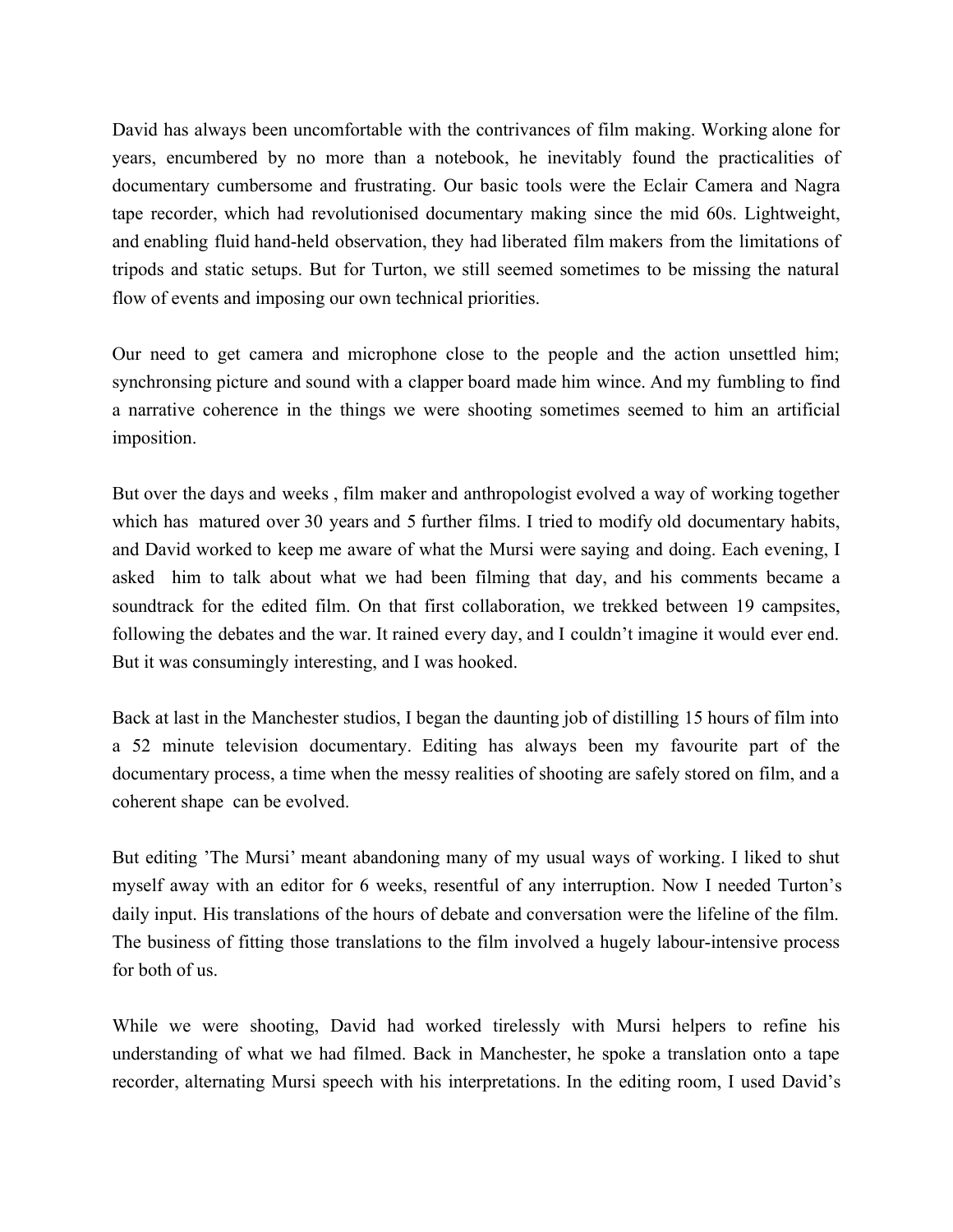David has always been uncomfortable with the contrivances of film making. Working alone for years, encumbered by no more than a notebook, he inevitably found the practicalities of documentary cumbersome and frustrating. Our basic tools were the Eclair Camera and Nagra tape recorder, which had revolutionised documentary making since the mid 60s. Lightweight, and enabling fluid hand-held observation, they had liberated film makers from the limitations of tripods and static setups. But for Turton, we still seemed sometimes to be missing the natural flow of events and imposing our own technical priorities.

Our need to get camera and microphone close to the people and the action unsettled him; synchronsing picture and sound with a clapper board made him wince. And my fumbling to find a narrative coherence in the things we were shooting sometimes seemed to him an artificial imposition.

But over the days and weeks , film maker and anthropologist evolved a way of working together which has matured over 30 years and 5 further films. I tried to modify old documentary habits, and David worked to keep me aware of what the Mursi were saying and doing. Each evening, I asked him to talk about what we had been filming that day, and his comments became a soundtrack for the edited film. On that first collaboration, we trekked between 19 campsites, following the debates and the war. It rained every day, and I couldn't imagine it would ever end. But it was consumingly interesting, and I was hooked.

Back at last in the Manchester studios, I began the daunting job of distilling 15 hours of film into a 52 minute television documentary. Editing has always been my favourite part of the documentary process, a time when the messy realities of shooting are safely stored on film, and a coherent shape can be evolved.

But editing 'The Mursi' meant abandoning many of my usual ways of working. I liked to shut myself away with an editor for 6 weeks, resentful of any interruption. Now I needed Turton's daily input. His translations of the hours of debate and conversation were the lifeline of the film. The business of fitting those translations to the film involved a hugely labour-intensive process for both of us.

While we were shooting, David had worked tirelessly with Mursi helpers to refine his understanding of what we had filmed. Back in Manchester, he spoke a translation onto a tape recorder, alternating Mursi speech with his interpretations. In the editing room, I used David's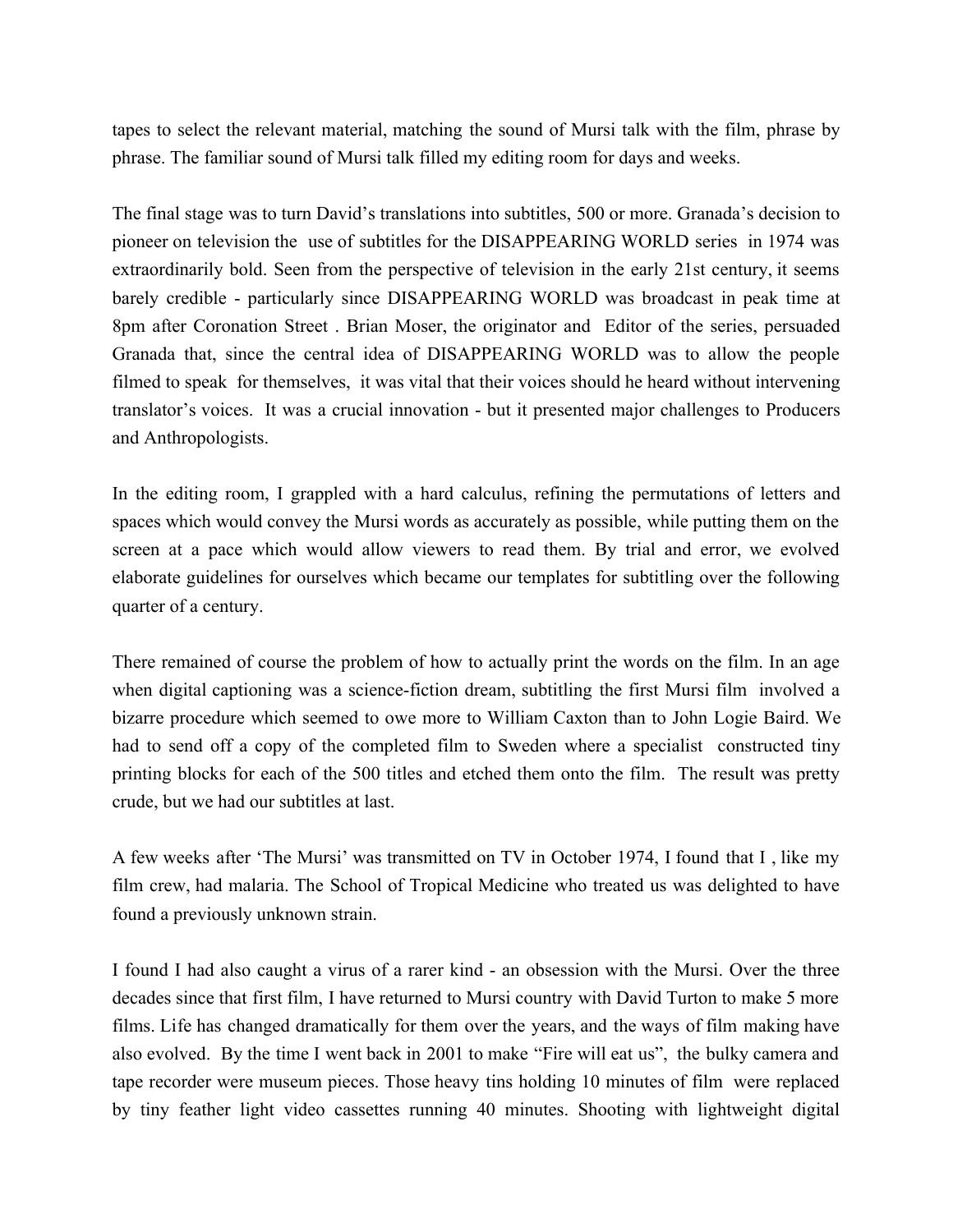tapes to select the relevant material, matching the sound of Mursi talk with the film, phrase by phrase. The familiar sound of Mursi talk filled my editing room for days and weeks.

The final stage was to turn David's translations into subtitles, 500 or more. Granada's decision to pioneer on television the use of subtitles for the DISAPPEARING WORLD series in 1974 was extraordinarily bold. Seen from the perspective of television in the early 21st century, it seems barely credible - particularly since DISAPPEARING WORLD was broadcast in peak time at 8pm after Coronation Street . Brian Moser, the originator and Editor of the series, persuaded Granada that, since the central idea of DISAPPEARING WORLD was to allow the people filmed to speak for themselves, it was vital that their voices should he heard without intervening translator's voices. It was a crucial innovation - but it presented major challenges to Producers and Anthropologists.

In the editing room, I grappled with a hard calculus, refining the permutations of letters and spaces which would convey the Mursi words as accurately as possible, while putting them on the screen at a pace which would allow viewers to read them. By trial and error, we evolved elaborate guidelines for ourselves which became our templates for subtitling over the following quarter of a century.

There remained of course the problem of how to actually print the words on the film. In an age when digital captioning was a science-fiction dream, subtitling the first Mursi film involved a bizarre procedure which seemed to owe more to William Caxton than to John Logie Baird. We had to send off a copy of the completed film to Sweden where a specialist constructed tiny printing blocks for each of the 500 titles and etched them onto the film. The result was pretty crude, but we had our subtitles at last.

A few weeks after 'The Mursi' was transmitted on TV in October 1974, I found that I , like my film crew, had malaria. The School of Tropical Medicine who treated us was delighted to have found a previously unknown strain.

I found I had also caught a virus of a rarer kind - an obsession with the Mursi. Over the three decades since that first film, I have returned to Mursi country with David Turton to make 5 more films. Life has changed dramatically for them over the years, and the ways of film making have also evolved. By the time I went back in 2001 to make "Fire will eat us", the bulky camera and tape recorder were museum pieces. Those heavy tins holding 10 minutes of film were replaced by tiny feather light video cassettes running 40 minutes. Shooting with lightweight digital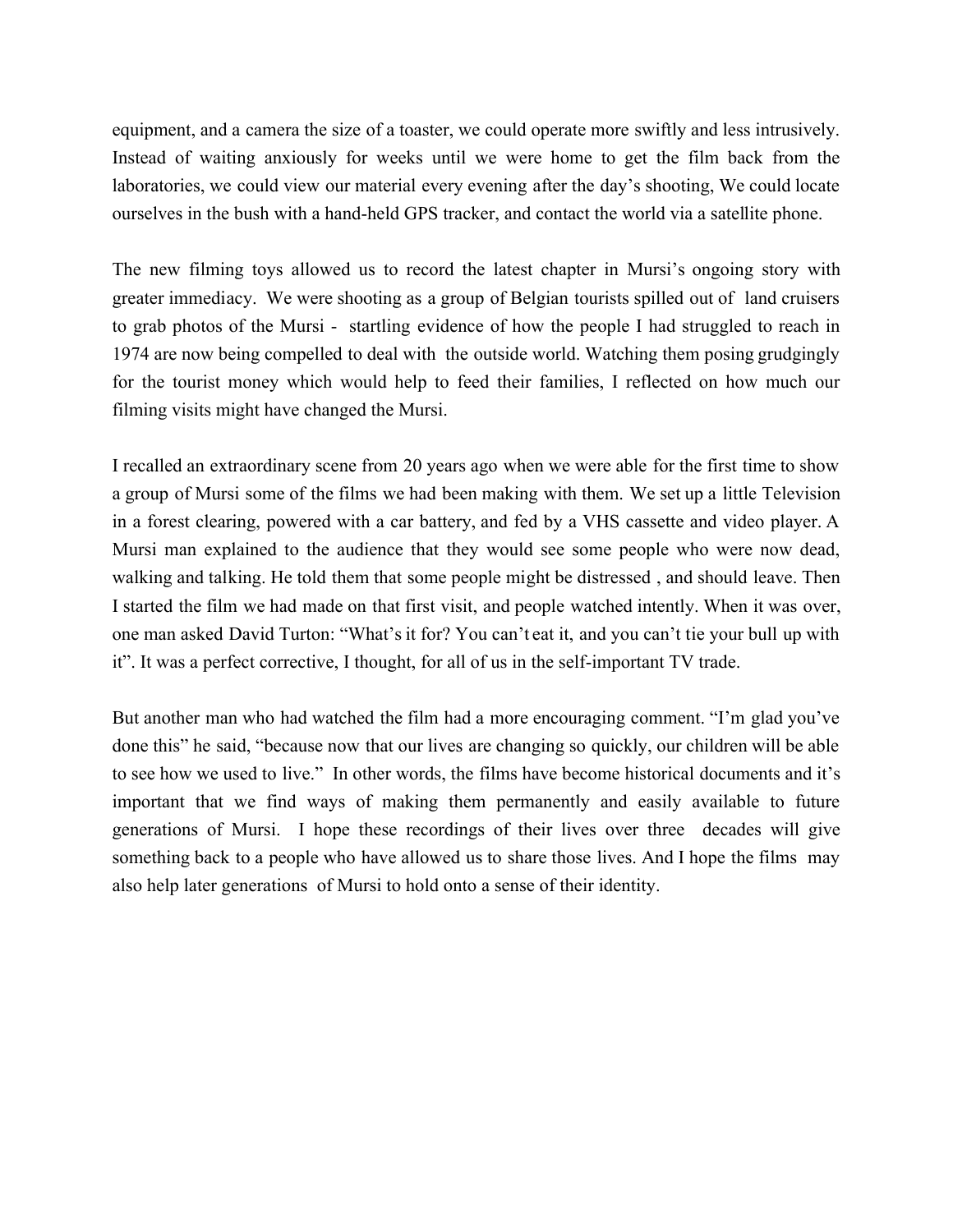equipment, and a camera the size of a toaster, we could operate more swiftly and less intrusively. Instead of waiting anxiously for weeks until we were home to get the film back from the laboratories, we could view our material every evening after the day's shooting, We could locate ourselves in the bush with a hand-held GPS tracker, and contact the world via a satellite phone.

The new filming toys allowed us to record the latest chapter in Mursi's ongoing story with greater immediacy. We were shooting as a group of Belgian tourists spilled out of land cruisers to grab photos of the Mursi - startling evidence of how the people I had struggled to reach in 1974 are now being compelled to deal with the outside world. Watching them posing grudgingly for the tourist money which would help to feed their families, I reflected on how much our filming visits might have changed the Mursi.

I recalled an extraordinary scene from 20 years ago when we were able for the first time to show a group of Mursi some of the films we had been making with them. We set up a little Television in a forest clearing, powered with a car battery, and fed by a VHS cassette and video player. A Mursi man explained to the audience that they would see some people who were now dead, walking and talking. He told them that some people might be distressed , and should leave. Then I started the film we had made on that first visit, and people watched intently. When it was over, one man asked David Turton: "What's it for? You can't eat it, and you can't tie your bull up with it". It was a perfect corrective, I thought, for all of us in the self-important TV trade.

But another man who had watched the film had a more encouraging comment. "I'm glad you've done this" he said, "because now that our lives are changing so quickly, our children will be able to see how we used to live." In other words, the films have become historical documents and it's important that we find ways of making them permanently and easily available to future generations of Mursi. I hope these recordings of their lives over three decades will give something back to a people who have allowed us to share those lives. And I hope the films may also help later generations of Mursi to hold onto a sense of their identity.